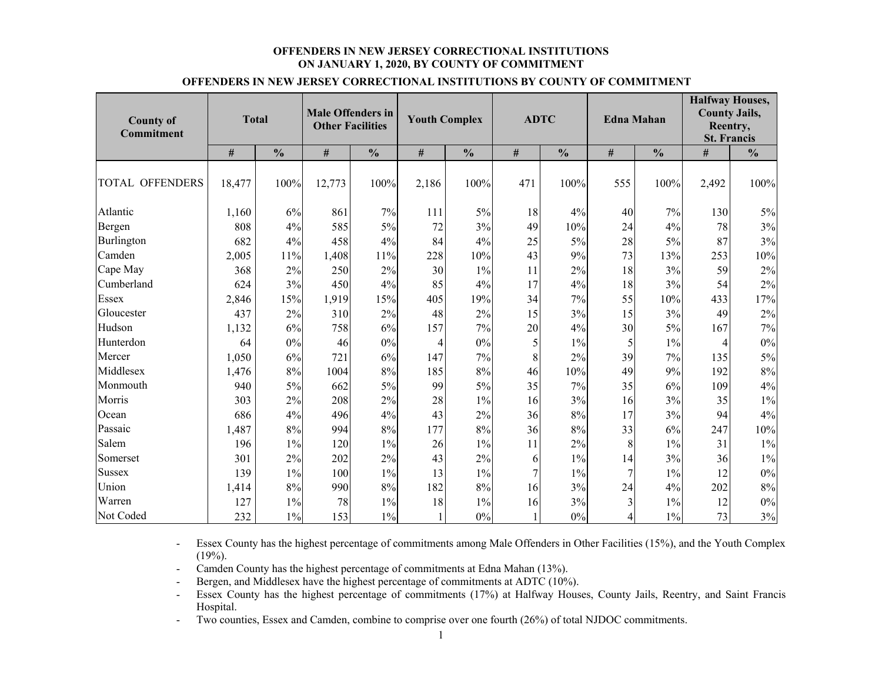# OFFENDERS IN NEW JERSEY CORRECTIONAL INSTITUTIONS ON JANUARY 1, 2020, BY COUNTY OF COMMITMENT

## OFFENDERS IN NEW JERSEY CORRECTIONAL INSTITUTIONS BY COUNTY OF COMMITMENT

| County of Commitment | Total | | Male Offenders in Other Facilities | | Youth Complex | | ADTC | | Edna Mahan | | Halfway Houses, County Jails, Reentry, St. Francis | |
|---|---|---|---|---|---|---|---|---|---|---|---|---|
| | # | % | # | % | # | % | # | % | # | % | # | % |
| TOTAL OFFENDERS | 18,477 | 100% | 12,773 | 100% | 2,186 | 100% | 471 | 100% | 555 | 100% | 2,492 | 100% |
| Atlantic | 1,160 | 6% | 861 | 7% | 111 | 5% | 18 | 4% | 40 | 7% | 130 | 5% |
| Bergen | 808 | 4% | 585 | 5% | 72 | 3% | 49 | 10% | 24 | 4% | 78 | 3% |
| Burlington | 682 | 4% | 458 | 4% | 84 | 4% | 25 | 5% | 28 | 5% | 87 | 3% |
| Camden | 2,005 | 11% | 1,408 | 11% | 228 | 10% | 43 | 9% | 73 | 13% | 253 | 10% |
| Cape May | 368 | 2% | 250 | 2% | 30 | 1% | 11 | 2% | 18 | 3% | 59 | 2% |
| Cumberland | 624 | 3% | 450 | 4% | 85 | 4% | 17 | 4% | 18 | 3% | 54 | 2% |
| Essex | 2,846 | 15% | 1,919 | 15% | 405 | 19% | 34 | 7% | 55 | 10% | 433 | 17% |
| Gloucester | 437 | 2% | 310 | 2% | 48 | 2% | 15 | 3% | 15 | 3% | 49 | 2% |
| Hudson | 1,132 | 6% | 758 | 6% | 157 | 7% | 20 | 4% | 30 | 5% | 167 | 7% |
| Hunterdon | 64 | 0% | 46 | 0% | 4 | 0% | 5 | 1% | 5 | 1% | 4 | 0% |
| Mercer | 1,050 | 6% | 721 | 6% | 147 | 7% | 8 | 2% | 39 | 7% | 135 | 5% |
| Middlesex | 1,476 | 8% | 1004 | 8% | 185 | 8% | 46 | 10% | 49 | 9% | 192 | 8% |
| Monmouth | 940 | 5% | 662 | 5% | 99 | 5% | 35 | 7% | 35 | 6% | 109 | 4% |
| Morris | 303 | 2% | 208 | 2% | 28 | 1% | 16 | 3% | 16 | 3% | 35 | 1% |
| Ocean | 686 | 4% | 496 | 4% | 43 | 2% | 36 | 8% | 17 | 3% | 94 | 4% |
| Passaic | 1,487 | 8% | 994 | 8% | 177 | 8% | 36 | 8% | 33 | 6% | 247 | 10% |
| Salem | 196 | 1% | 120 | 1% | 26 | 1% | 11 | 2% | 8 | 1% | 31 | 1% |
| Somerset | 301 | 2% | 202 | 2% | 43 | 2% | 6 | 1% | 14 | 3% | 36 | 1% |
| Sussex | 139 | 1% | 100 | 1% | 13 | 1% | 7 | 1% | 7 | 1% | 12 | 0% |
| Union | 1,414 | 8% | 990 | 8% | 182 | 8% | 16 | 3% | 24 | 4% | 202 | 8% |
| Warren | 127 | 1% | 78 | 1% | 18 | 1% | 16 | 3% | 3 | 1% | 12 | 0% |
| Not Coded | 232 | 1% | 153 | 1% | 1 | 0% | 1 | 0% | 4 | 1% | 73 | 3% |

- Essex County has the highest percentage of commitments among Male Offenders in Other Facilities (15%), and the Youth Complex (19%).
- Camden County has the highest percentage of commitments at Edna Mahan (13%).
- Bergen, and Middlesex have the highest percentage of commitments at ADTC (10%).
- Essex County has the highest percentage of commitments (17%) at Halfway Houses, County Jails, Reentry, and Saint Francis Hospital.
- Two counties, Essex and Camden, combine to comprise over one fourth (26%) of total NJDOC commitments.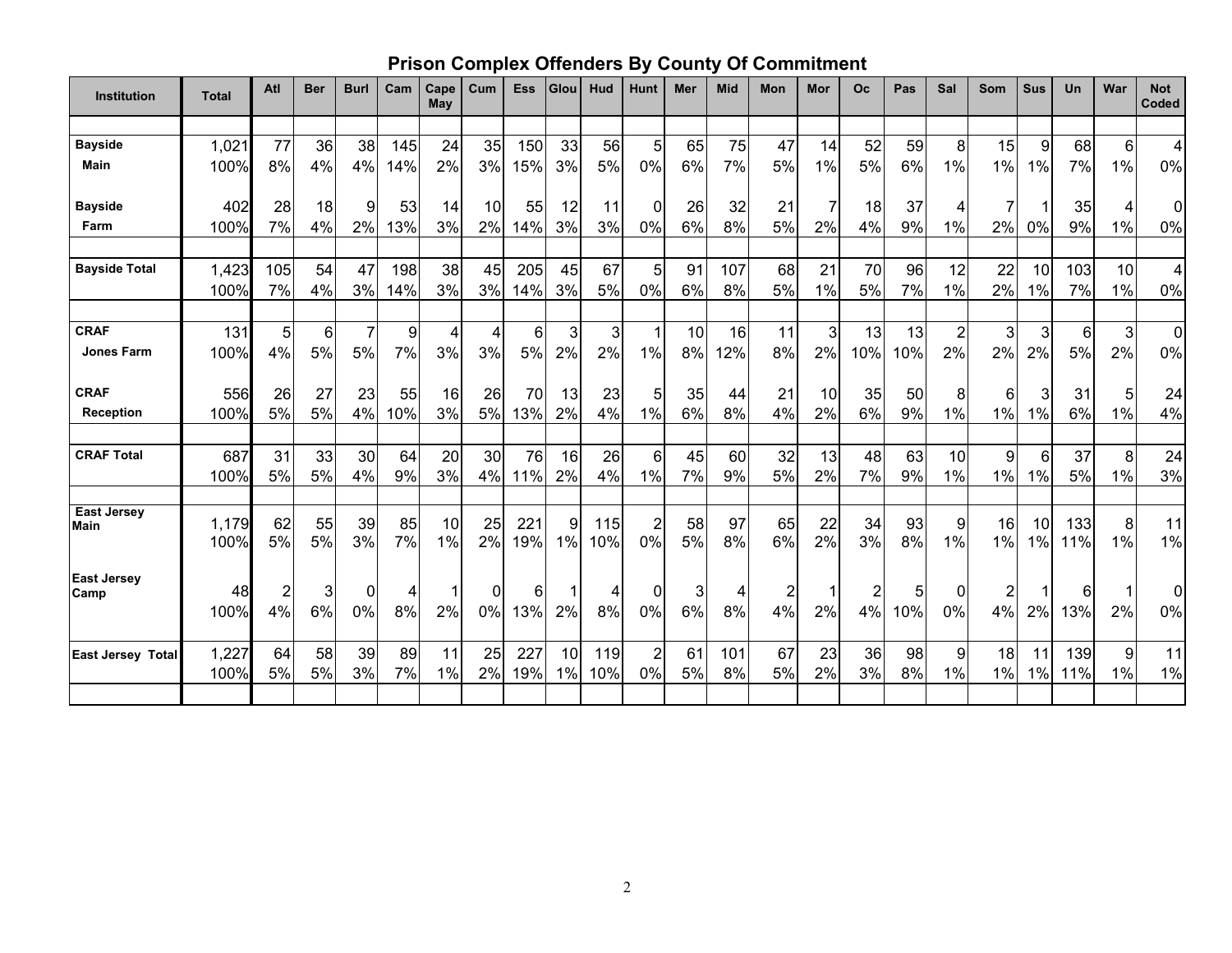# Prison Complex Offenders By County Of Commitment

| Institution | Total | Atl | Ber | Burl | Cam | Cape May | Cum | Ess | Glou | Hud | Hunt | Mer | Mid | Mon | Mor | Oc | Pas | Sal | Som | Sus | Un | War | Not Coded |
|---|---|---|---|---|---|---|---|---|---|---|---|---|---|---|---|---|---|---|---|---|---|---|---|
| Bayside Main | 1,021 | 77 | 36 | 38 | 145 | 24 | 35 | 150 | 33 | 56 | 5 | 65 | 75 | 47 | 14 | 52 | 59 | 8 | 15 | 9 | 68 | 6 | 4 |
| | 100% | 8% | 4% | 4% | 14% | 2% | 3% | 15% | 3% | 5% | 0% | 6% | 7% | 5% | 1% | 5% | 6% | 1% | 1% | 1% | 7% | 1% | 0% |
| Bayside Farm | 402 | 28 | 18 | 9 | 53 | 14 | 10 | 55 | 12 | 11 | 0 | 26 | 32 | 21 | 7 | 18 | 37 | 4 | 7 | 1 | 35 | 4 | 0 |
| | 100% | 7% | 4% | 2% | 13% | 3% | 2% | 14% | 3% | 3% | 0% | 6% | 8% | 5% | 2% | 4% | 9% | 1% | 2% | 0% | 9% | 1% | 0% |
| Bayside Total | 1,423 | 105 | 54 | 47 | 198 | 38 | 45 | 205 | 45 | 67 | 5 | 91 | 107 | 68 | 21 | 70 | 96 | 12 | 22 | 10 | 103 | 10 | 4 |
| | 100% | 7% | 4% | 3% | 14% | 3% | 3% | 14% | 3% | 5% | 0% | 6% | 8% | 5% | 1% | 5% | 7% | 1% | 2% | 1% | 7% | 1% | 0% |
| CRAF Jones Farm | 131 | 5 | 6 | 7 | 9 | 4 | 4 | 6 | 3 | 3 | 1 | 10 | 16 | 11 | 3 | 13 | 13 | 2 | 3 | 3 | 6 | 3 | 0 |
| | 100% | 4% | 5% | 5% | 7% | 3% | 3% | 5% | 2% | 2% | 1% | 8% | 12% | 8% | 2% | 10% | 10% | 2% | 2% | 2% | 5% | 2% | 0% |
| CRAF Reception | 556 | 26 | 27 | 23 | 55 | 16 | 26 | 70 | 13 | 23 | 5 | 35 | 44 | 21 | 10 | 35 | 50 | 8 | 6 | 3 | 31 | 5 | 24 |
| | 100% | 5% | 5% | 4% | 10% | 3% | 5% | 13% | 2% | 4% | 1% | 6% | 8% | 4% | 2% | 6% | 9% | 1% | 1% | 1% | 6% | 1% | 4% |
| CRAF Total | 687 | 31 | 33 | 30 | 64 | 20 | 30 | 76 | 16 | 26 | 6 | 45 | 60 | 32 | 13 | 48 | 63 | 10 | 9 | 6 | 37 | 8 | 24 |
| | 100% | 5% | 5% | 4% | 9% | 3% | 4% | 11% | 2% | 4% | 1% | 7% | 9% | 5% | 2% | 7% | 9% | 1% | 1% | 1% | 5% | 1% | 3% |
| East Jersey Main | 1,179 | 62 | 55 | 39 | 85 | 10 | 25 | 221 | 9 | 115 | 2 | 58 | 97 | 65 | 22 | 34 | 93 | 9 | 16 | 10 | 133 | 8 | 11 |
| | 100% | 5% | 5% | 3% | 7% | 1% | 2% | 19% | 1% | 10% | 0% | 5% | 8% | 6% | 2% | 3% | 8% | 1% | 1% | 1% | 11% | 1% | 1% |
| East Jersey Camp | 48 | 2 | 3 | 0 | 4 | 1 | 0 | 6 | 1 | 4 | 0 | 3 | 4 | 2 | 1 | 2 | 5 | 0 | 2 | 1 | 6 | 1 | 0 |
| | 100% | 4% | 6% | 0% | 8% | 2% | 0% | 13% | 2% | 8% | 0% | 6% | 8% | 4% | 2% | 4% | 10% | 0% | 4% | 2% | 13% | 2% | 0% |
| East Jersey Total | 1,227 | 64 | 58 | 39 | 89 | 11 | 25 | 227 | 10 | 119 | 2 | 61 | 101 | 67 | 23 | 36 | 98 | 9 | 18 | 11 | 139 | 9 | 11 |
| | 100% | 5% | 5% | 3% | 7% | 1% | 2% | 19% | 1% | 10% | 0% | 5% | 8% | 5% | 2% | 3% | 8% | 1% | 1% | 1% | 11% | 1% | 1% |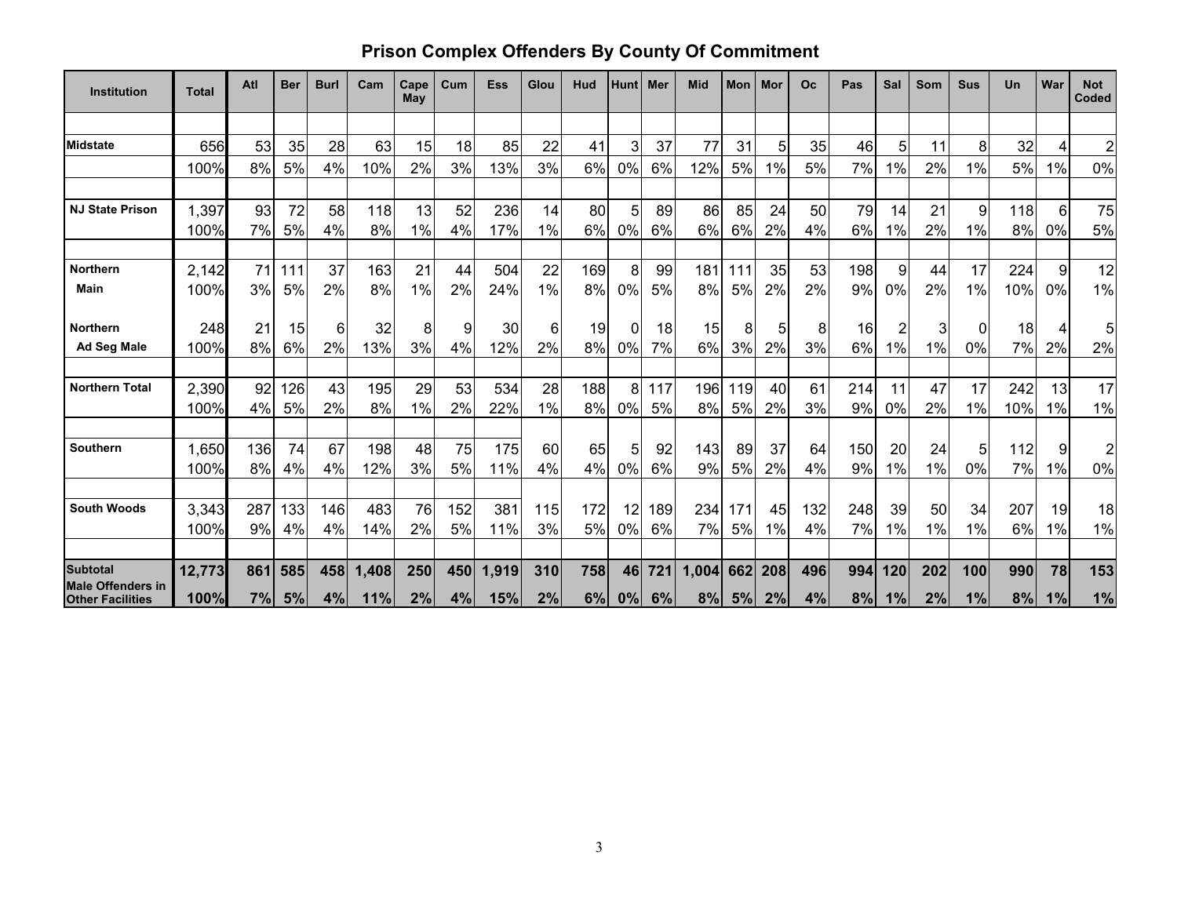# Prison Complex Offenders By County Of Commitment

| Institution | Total | Atl | Ber | Burl | Cam | Cape May | Cum | Ess | Glou | Hud | Hunt | Mer | Mid | Mon | Mor | Oc | Pas | Sal | Som | Sus | Un | War | Not Coded |
|---|---|---|---|---|---|---|---|---|---|---|---|---|---|---|---|---|---|---|---|---|---|---|---|
| Midstate | 656 | 53 | 35 | 28 | 63 | 15 | 18 | 85 | 22 | 41 | 3 | 37 | 77 | 31 | 5 | 35 | 46 | 5 | 11 | 8 | 32 | 4 | 2 |
| | 100% | 8% | 5% | 4% | 10% | 2% | 3% | 13% | 3% | 6% | 0% | 6% | 12% | 5% | 1% | 5% | 7% | 1% | 2% | 1% | 5% | 1% | 0% |
| NJ State Prison | 1,397 | 93 | 72 | 58 | 118 | 13 | 52 | 236 | 14 | 80 | 5 | 89 | 86 | 85 | 24 | 50 | 79 | 14 | 21 | 9 | 118 | 6 | 75 |
| | 100% | 7% | 5% | 4% | 8% | 1% | 4% | 17% | 1% | 6% | 0% | 6% | 6% | 6% | 2% | 4% | 6% | 1% | 2% | 1% | 8% | 0% | 5% |
| Northern Main | 2,142 | 71 | 111 | 37 | 163 | 21 | 44 | 504 | 22 | 169 | 8 | 99 | 181 | 111 | 35 | 53 | 198 | 9 | 44 | 17 | 224 | 9 | 12 |
| | 100% | 3% | 5% | 2% | 8% | 1% | 2% | 24% | 1% | 8% | 0% | 5% | 8% | 5% | 2% | 2% | 9% | 0% | 2% | 1% | 10% | 0% | 1% |
| Northern Ad Seg Male | 248 | 21 | 15 | 6 | 32 | 8 | 9 | 30 | 6 | 19 | 0 | 18 | 15 | 8 | 5 | 8 | 16 | 2 | 3 | 0 | 18 | 4 | 5 |
| | 100% | 8% | 6% | 2% | 13% | 3% | 4% | 12% | 2% | 8% | 0% | 7% | 6% | 3% | 2% | 3% | 6% | 1% | 1% | 0% | 7% | 2% | 2% |
| Northern Total | 2,390 | 92 | 126 | 43 | 195 | 29 | 53 | 534 | 28 | 188 | 8 | 117 | 196 | 119 | 40 | 61 | 214 | 11 | 47 | 17 | 242 | 13 | 17 |
| | 100% | 4% | 5% | 2% | 8% | 1% | 2% | 22% | 1% | 8% | 0% | 5% | 8% | 5% | 2% | 3% | 9% | 0% | 2% | 1% | 10% | 1% | 1% |
| Southern | 1,650 | 136 | 74 | 67 | 198 | 48 | 75 | 175 | 60 | 65 | 5 | 92 | 143 | 89 | 37 | 64 | 150 | 20 | 24 | 5 | 112 | 9 | 2 |
| | 100% | 8% | 4% | 4% | 12% | 3% | 5% | 11% | 4% | 4% | 0% | 6% | 9% | 5% | 2% | 4% | 9% | 1% | 1% | 0% | 7% | 1% | 0% |
| South Woods | 3,343 | 287 | 133 | 146 | 483 | 76 | 152 | 381 | 115 | 172 | 12 | 189 | 234 | 171 | 45 | 132 | 248 | 39 | 50 | 34 | 207 | 19 | 18 |
| | 100% | 9% | 4% | 4% | 14% | 2% | 5% | 11% | 3% | 5% | 0% | 6% | 7% | 5% | 1% | 4% | 7% | 1% | 1% | 1% | 6% | 1% | 1% |
| **Subtotal Male Offenders in Other Facilities** | **12,773** | **861** | **585** | **458** | **1,408** | **250** | **450** | **1,919** | **310** | **758** | **46** | **721** | **1,004** | **662** | **208** | **496** | **994** | **120** | **202** | **100** | **990** | **78** | **153** |
| | **100%** | **7%** | **5%** | **4%** | **11%** | **2%** | **4%** | **15%** | **2%** | **6%** | **0%** | **6%** | **8%** | **5%** | **2%** | **4%** | **8%** | **1%** | **2%** | **1%** | **8%** | **1%** | **1%** |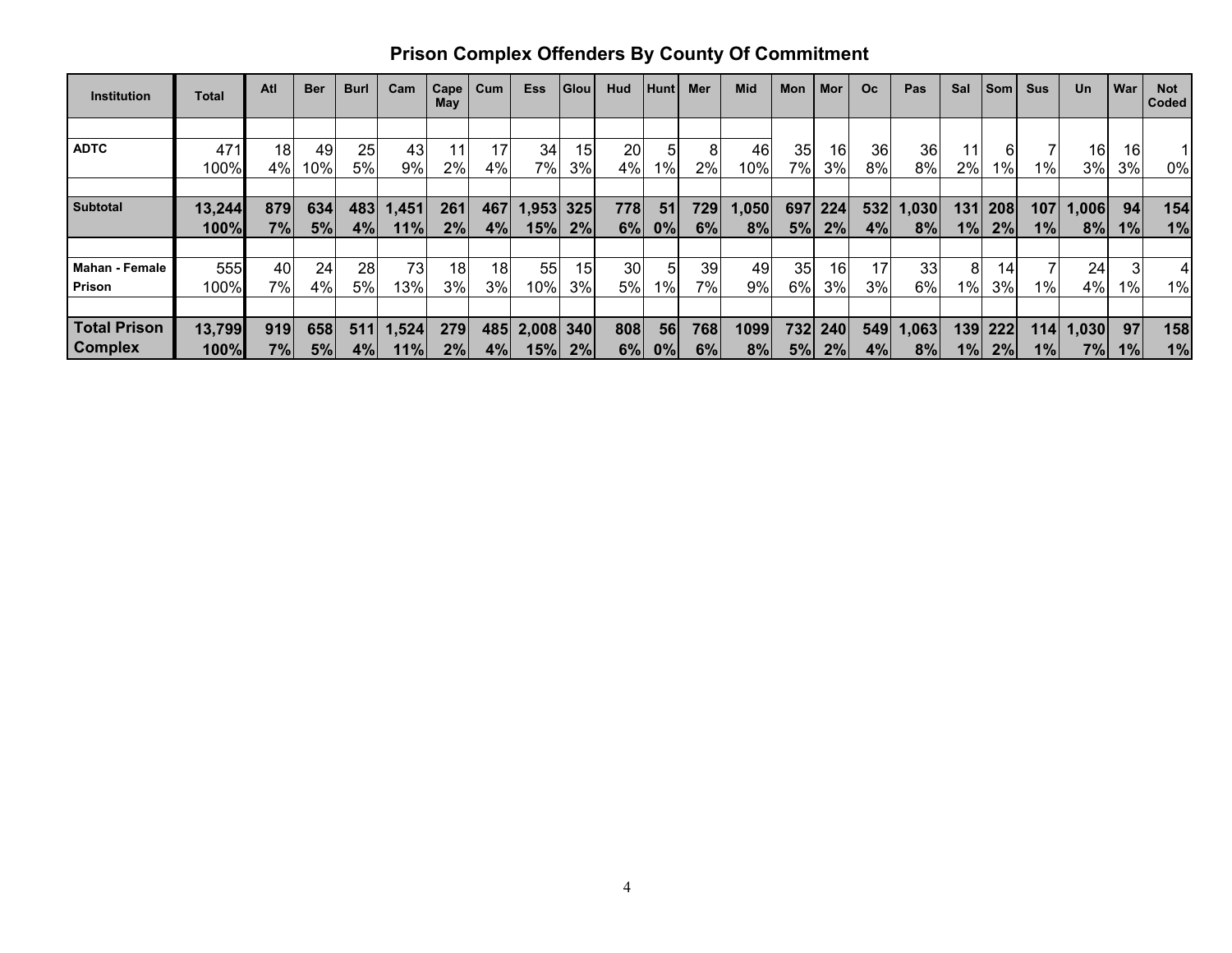## Prison Complex Offenders By County Of Commitment

| Institution | Total | Atl | Ber | Burl | Cam | Cape May | Cum | Ess | Glou | Hud | Hunt | Mer | Mid | Mon | Mor | Oc | Pas | Sal | Som | Sus | Un | War | Not Coded |
|---|---|---|---|---|---|---|---|---|---|---|---|---|---|---|---|---|---|---|---|---|---|---|---|
| ADTC | 471 | 18 | 49 | 25 | 43 | 11 | 17 | 34 | 15 | 20 | 5 | 8 | 46 | 35 | 16 | 36 | 36 | 11 | 6 | 7 | 16 | 16 | 1 |
| | 100% | 4% | 10% | 5% | 9% | 2% | 4% | 7% | 3% | 4% | 1% | 2% | 10% | 7% | 3% | 8% | 8% | 2% | 1% | 1% | 3% | 3% | 0% |
| **Subtotal** | **13,244** | **879** | **634** | **483** | **1,451** | **261** | **467** | **1,953** | **325** | **778** | **51** | **729** | **1,050** | **697** | **224** | **532** | **1,030** | **131** | **208** | **107** | **1,006** | **94** | **154** |
| | **100%** | **7%** | **5%** | **4%** | **11%** | **2%** | **4%** | **15%** | **2%** | **6%** | **0%** | **6%** | **8%** | **5%** | **2%** | **4%** | **8%** | **1%** | **2%** | **1%** | **8%** | **1%** | **1%** |
| Mahan - Female Prison | 555 | 40 | 24 | 28 | 73 | 18 | 18 | 55 | 15 | 30 | 5 | 39 | 49 | 35 | 16 | 17 | 33 | 8 | 14 | 7 | 24 | 3 | 4 |
| | 100% | 7% | 4% | 5% | 13% | 3% | 3% | 10% | 3% | 5% | 1% | 7% | 9% | 6% | 3% | 3% | 6% | 1% | 3% | 1% | 4% | 1% | 1% |
| **Total Prison Complex** | **13,799** | **919** | **658** | **511** | **1,524** | **279** | **485** | **2,008** | **340** | **808** | **56** | **768** | **1099** | **732** | **240** | **549** | **1,063** | **139** | **222** | **114** | **1,030** | **97** | **158** |
| | **100%** | **7%** | **5%** | **4%** | **11%** | **2%** | **4%** | **15%** | **2%** | **6%** | **0%** | **6%** | **8%** | **5%** | **2%** | **4%** | **8%** | **1%** | **2%** | **1%** | **7%** | **1%** | **1%** |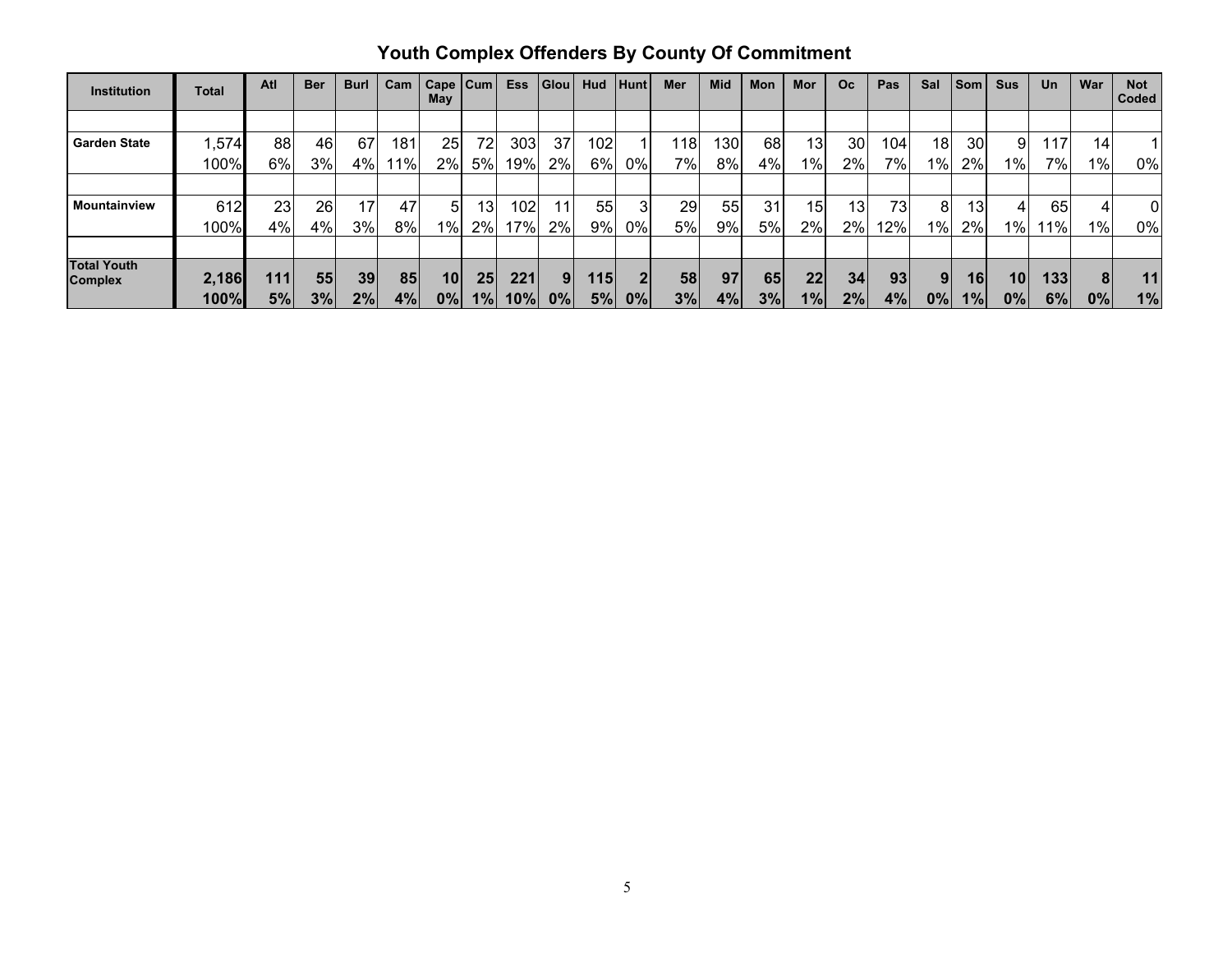# Youth Complex Offenders By County Of Commitment

| Institution | Total | Atl | Ber | Burl | Cam | Cape May | Cum | Ess | Glou | Hud | Hunt | Mer | Mid | Mon | Mor | Oc | Pas | Sal | Som | Sus | Un | War | Not Coded |
|---|---|---|---|---|---|---|---|---|---|---|---|---|---|---|---|---|---|---|---|---|---|---|---|
| Garden State | 1,574 | 88 | 46 | 67 | 181 | 25 | 72 | 303 | 37 | 102 | 1 | 118 | 130 | 68 | 13 | 30 | 104 | 18 | 30 | 9 | 117 | 14 | 1 |
| | 100% | 6% | 3% | 4% | 11% | 2% | 5% | 19% | 2% | 6% | 0% | 7% | 8% | 4% | 1% | 2% | 7% | 1% | 2% | 1% | 7% | 1% | 0% |
| Mountainview | 612 | 23 | 26 | 17 | 47 | 5 | 13 | 102 | 11 | 55 | 3 | 29 | 55 | 31 | 15 | 13 | 73 | 8 | 13 | 4 | 65 | 4 | 0 |
| | 100% | 4% | 4% | 3% | 8% | 1% | 2% | 17% | 2% | 9% | 0% | 5% | 9% | 5% | 2% | 2% | 12% | 1% | 2% | 1% | 11% | 1% | 0% |
| **Total Youth Complex** | **2,186** | **111** | **55** | **39** | **85** | **10** | **25** | **221** | **9** | **115** | **2** | **58** | **97** | **65** | **22** | **34** | **93** | **9** | **16** | **10** | **133** | **8** | **11** |
| | **100%** | **5%** | **3%** | **2%** | **4%** | **0%** | **1%** | **10%** | **0%** | **5%** | **0%** | **3%** | **4%** | **3%** | **1%** | **2%** | **4%** | **0%** | **1%** | **0%** | **6%** | **0%** | **1%** |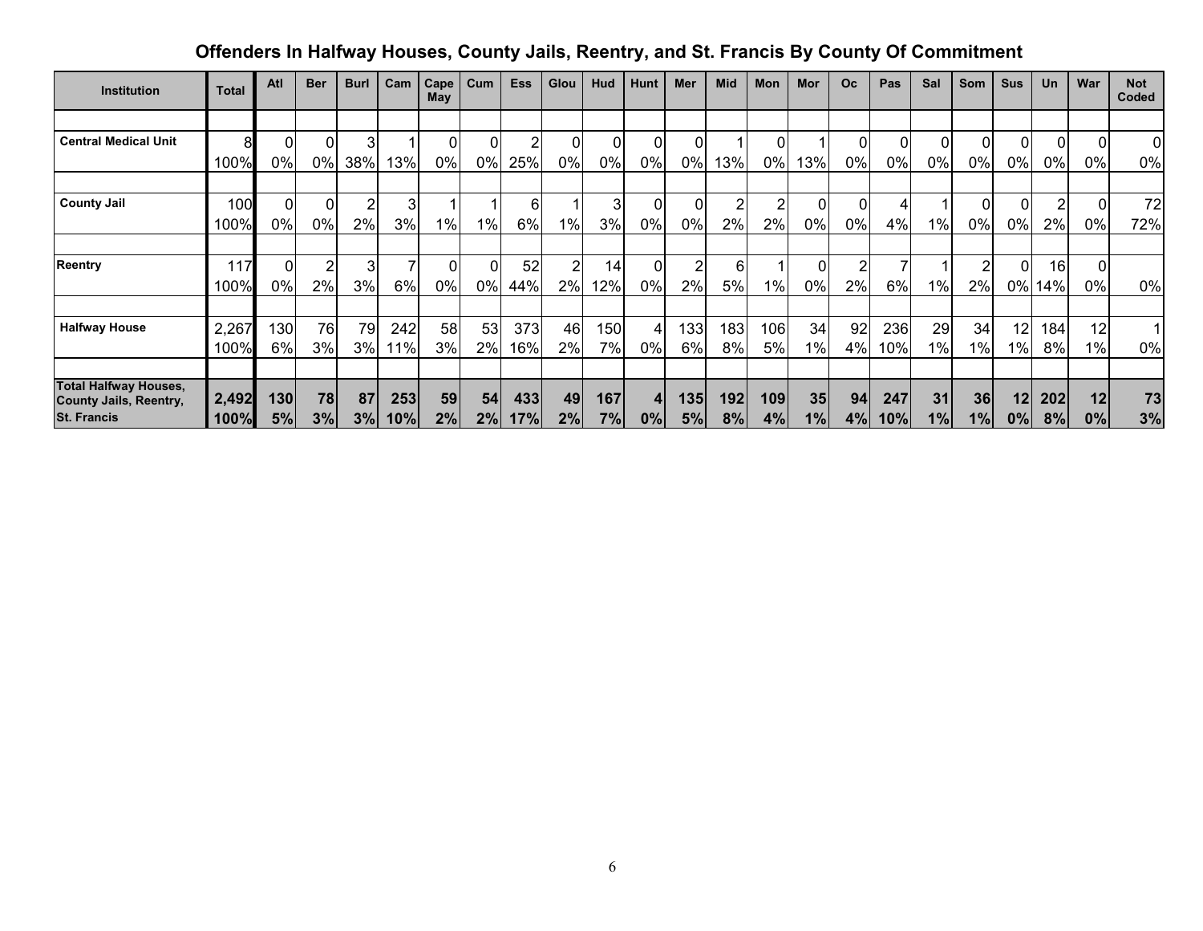# Offenders In Halfway Houses, County Jails, Reentry, and St. Francis By County Of Commitment

| Institution | Total | Atl | Ber | Burl | Cam | Cape May | Cum | Ess | Glou | Hud | Hunt | Mer | Mid | Mon | Mor | Oc | Pas | Sal | Som | Sus | Un | War | Not Coded |
|---|---|---|---|---|---|---|---|---|---|---|---|---|---|---|---|---|---|---|---|---|---|---|---|
| Central Medical Unit | 8 | 0 | 0 | 3 | 1 | 0 | 0 | 2 | 0 | 0 | 0 | 0 | 1 | 0 | 1 | 0 | 0 | 0 | 0 | 0 | 0 | 0 | 0 |
| | 100% | 0% | 0% | 38% | 13% | 0% | 0% | 25% | 0% | 0% | 0% | 0% | 13% | 0% | 13% | 0% | 0% | 0% | 0% | 0% | 0% | 0% | 0% |
| County Jail | 100 | 0 | 0 | 2 | 3 | 1 | 1 | 6 | 1 | 3 | 0 | 0 | 2 | 2 | 0 | 0 | 4 | 1 | 0 | 0 | 2 | 0 | 72 |
| | 100% | 0% | 0% | 2% | 3% | 1% | 1% | 6% | 1% | 3% | 0% | 0% | 2% | 2% | 0% | 0% | 4% | 1% | 0% | 0% | 2% | 0% | 72% |
| Reentry | 117 | 0 | 2 | 3 | 7 | 0 | 0 | 52 | 2 | 14 | 0 | 2 | 6 | 1 | 0 | 2 | 7 | 1 | 2 | 0 | 16 | 0 | |
| | 100% | 0% | 2% | 3% | 6% | 0% | 0% | 44% | 2% | 12% | 0% | 2% | 5% | 1% | 0% | 2% | 6% | 1% | 2% | 0% | 14% | 0% | 0% |
| Halfway House | 2,267 | 130 | 76 | 79 | 242 | 58 | 53 | 373 | 46 | 150 | 4 | 133 | 183 | 106 | 34 | 92 | 236 | 29 | 34 | 12 | 184 | 12 | 1 |
| | 100% | 6% | 3% | 3% | 11% | 3% | 2% | 16% | 2% | 7% | 0% | 6% | 8% | 5% | 1% | 4% | 10% | 1% | 1% | 1% | 8% | 1% | 0% |
| **Total Halfway Houses, County Jails, Reentry, St. Francis** | **2,492** | **130** | **78** | **87** | **253** | **59** | **54** | **433** | **49** | **167** | **4** | **135** | **192** | **109** | **35** | **94** | **247** | **31** | **36** | **12** | **202** | **12** | **73** |
| | **100%** | **5%** | **3%** | **3%** | **10%** | **2%** | **2%** | **17%** | **2%** | **7%** | **0%** | **5%** | **8%** | **4%** | **1%** | **4%** | **10%** | **1%** | **1%** | **0%** | **8%** | **0%** | **3%** |